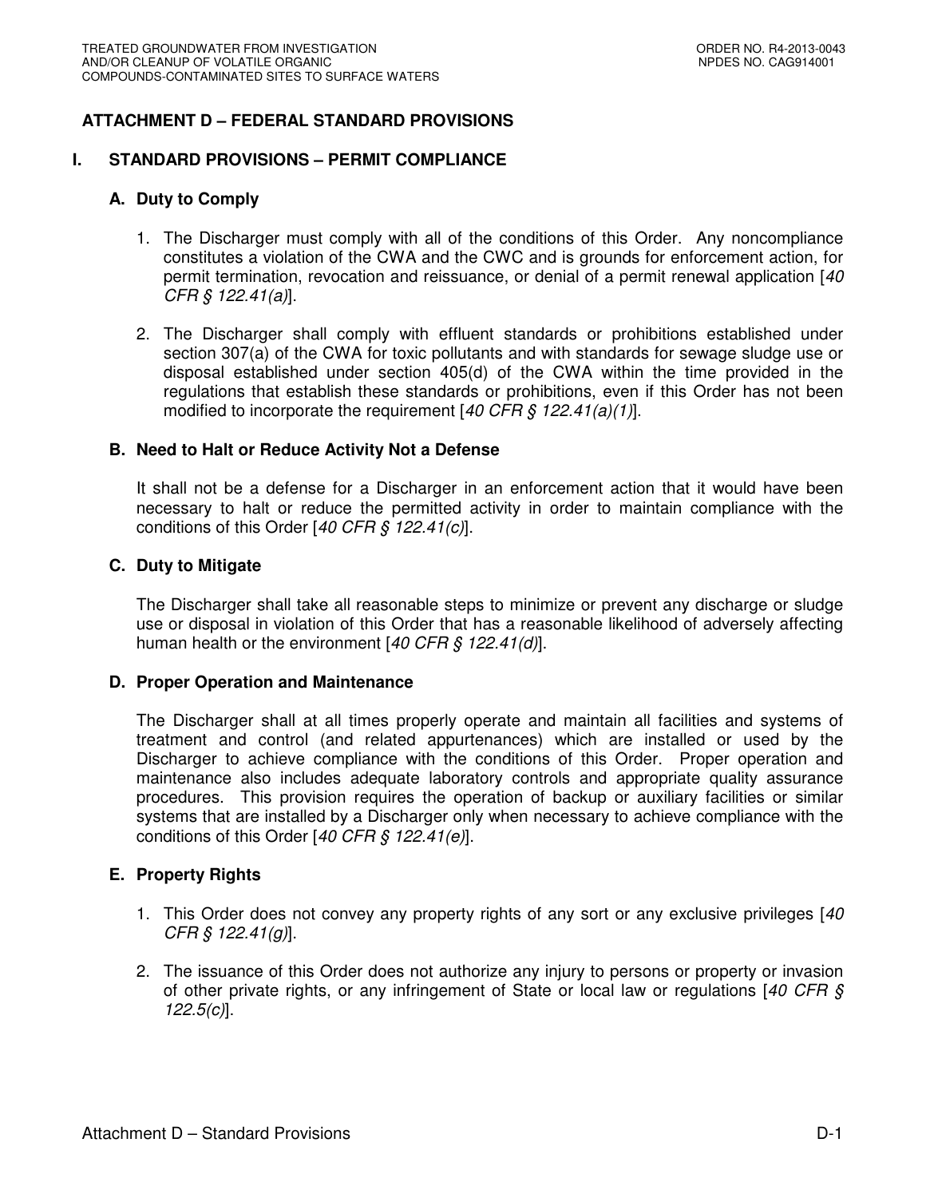## ATTACHMENT D – FEDERAL STANDARD PROVISIONS

### I. STANDARD PROVISIONS – PERMIT COMPLIANCE

#### A. Duty to Comply

1. The Discharger must comply with all of the conditions of this Order. Any noncompliance constitutes a violation of the CWA and the CWC and is grounds for enforcement action, for permit termination, revocation and reissuance, or denial of a permit renewal application [*40 CFR § 122.41(a)*].

2. The Discharger shall comply with effluent standards or prohibitions established under section 307(a) of the CWA for toxic pollutants and with standards for sewage sludge use or disposal established under section 405(d) of the CWA within the time provided in the regulations that establish these standards or prohibitions, even if this Order has not been modified to incorporate the requirement [*40 CFR § 122.41(a)(1)*].

#### B. Need to Halt or Reduce Activity Not a Defense

It shall not be a defense for a Discharger in an enforcement action that it would have been necessary to halt or reduce the permitted activity in order to maintain compliance with the conditions of this Order [*40 CFR § 122.41(c)*].

#### C. Duty to Mitigate

The Discharger shall take all reasonable steps to minimize or prevent any discharge or sludge use or disposal in violation of this Order that has a reasonable likelihood of adversely affecting human health or the environment [*40 CFR § 122.41(d)*].

#### D. Proper Operation and Maintenance

The Discharger shall at all times properly operate and maintain all facilities and systems of treatment and control (and related appurtenances) which are installed or used by the Discharger to achieve compliance with the conditions of this Order. Proper operation and maintenance also includes adequate laboratory controls and appropriate quality assurance procedures. This provision requires the operation of backup or auxiliary facilities or similar systems that are installed by a Discharger only when necessary to achieve compliance with the conditions of this Order [*40 CFR § 122.41(e)*].

#### E. Property Rights

1. This Order does not convey any property rights of any sort or any exclusive privileges [*40 CFR § 122.41(g)*].

2. The issuance of this Order does not authorize any injury to persons or property or invasion of other private rights, or any infringement of State or local law or regulations [*40 CFR § 122.5(c)*].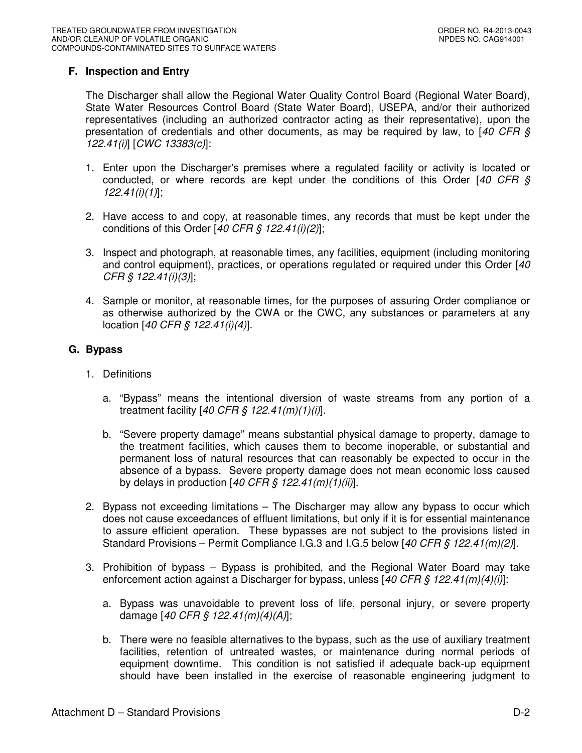### F. Inspection and Entry

The Discharger shall allow the Regional Water Quality Control Board (Regional Water Board), State Water Resources Control Board (State Water Board), USEPA, and/or their authorized representatives (including an authorized contractor acting as their representative), upon the presentation of credentials and other documents, as may be required by law, to [*40 CFR § 122.41(i)*] [*CWC 13383(c)*]:

1. Enter upon the Discharger's premises where a regulated facility or activity is located or conducted, or where records are kept under the conditions of this Order [*40 CFR § 122.41(i)(1)*];

2. Have access to and copy, at reasonable times, any records that must be kept under the conditions of this Order [*40 CFR § 122.41(i)(2)*];

3. Inspect and photograph, at reasonable times, any facilities, equipment (including monitoring and control equipment), practices, or operations regulated or required under this Order [*40 CFR § 122.41(i)(3)*];

4. Sample or monitor, at reasonable times, for the purposes of assuring Order compliance or as otherwise authorized by the CWA or the CWC, any substances or parameters at any location [*40 CFR § 122.41(i)(4)*].

### G. Bypass

1. Definitions

   a. "Bypass" means the intentional diversion of waste streams from any portion of a treatment facility [*40 CFR § 122.41(m)(1)(i)*].

   b. "Severe property damage" means substantial physical damage to property, damage to the treatment facilities, which causes them to become inoperable, or substantial and permanent loss of natural resources that can reasonably be expected to occur in the absence of a bypass. Severe property damage does not mean economic loss caused by delays in production [*40 CFR § 122.41(m)(1)(ii)*].

2. Bypass not exceeding limitations – The Discharger may allow any bypass to occur which does not cause exceedances of effluent limitations, but only if it is for essential maintenance to assure efficient operation. These bypasses are not subject to the provisions listed in Standard Provisions – Permit Compliance I.G.3 and I.G.5 below [*40 CFR § 122.41(m)(2)*].

3. Prohibition of bypass – Bypass is prohibited, and the Regional Water Board may take enforcement action against a Discharger for bypass, unless [*40 CFR § 122.41(m)(4)(i)*]:

   a. Bypass was unavoidable to prevent loss of life, personal injury, or severe property damage [*40 CFR § 122.41(m)(4)(A)*];

   b. There were no feasible alternatives to the bypass, such as the use of auxiliary treatment facilities, retention of untreated wastes, or maintenance during normal periods of equipment downtime. This condition is not satisfied if adequate back-up equipment should have been installed in the exercise of reasonable engineering judgment to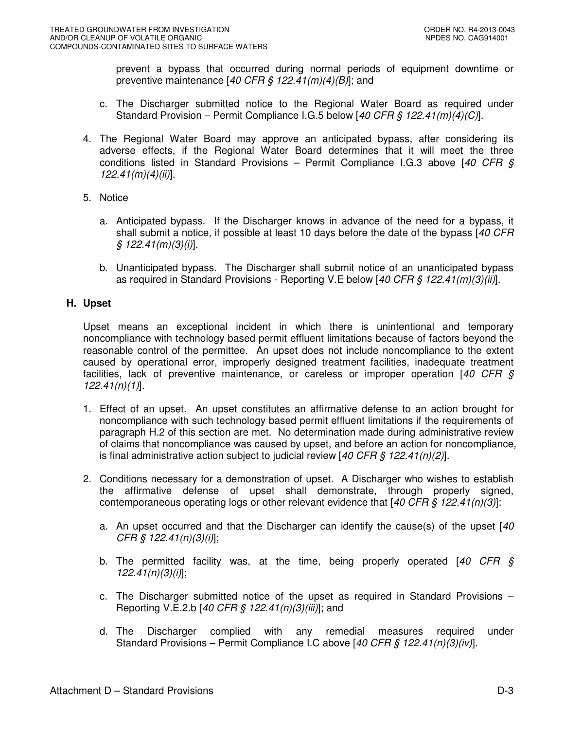prevent a bypass that occurred during normal periods of equipment downtime or preventive maintenance [*40 CFR § 122.41(m)(4)(B)*]; and

c. The Discharger submitted notice to the Regional Water Board as required under Standard Provision – Permit Compliance I.G.5 below [*40 CFR § 122.41(m)(4)(C)*].

4. The Regional Water Board may approve an anticipated bypass, after considering its adverse effects, if the Regional Water Board determines that it will meet the three conditions listed in Standard Provisions – Permit Compliance I.G.3 above [*40 CFR § 122.41(m)(4)(ii)*].

5. Notice

   a. Anticipated bypass. If the Discharger knows in advance of the need for a bypass, it shall submit a notice, if possible at least 10 days before the date of the bypass [*40 CFR § 122.41(m)(3)(i)*].

   b. Unanticipated bypass. The Discharger shall submit notice of an unanticipated bypass as required in Standard Provisions - Reporting V.E below [*40 CFR § 122.41(m)(3)(ii)*].

## H. Upset

Upset means an exceptional incident in which there is unintentional and temporary noncompliance with technology based permit effluent limitations because of factors beyond the reasonable control of the permittee. An upset does not include noncompliance to the extent caused by operational error, improperly designed treatment facilities, inadequate treatment facilities, lack of preventive maintenance, or careless or improper operation [*40 CFR § 122.41(n)(1)*].

1. Effect of an upset. An upset constitutes an affirmative defense to an action brought for noncompliance with such technology based permit effluent limitations if the requirements of paragraph H.2 of this section are met. No determination made during administrative review of claims that noncompliance was caused by upset, and before an action for noncompliance, is final administrative action subject to judicial review [*40 CFR § 122.41(n)(2)*].

2. Conditions necessary for a demonstration of upset. A Discharger who wishes to establish the affirmative defense of upset shall demonstrate, through properly signed, contemporaneous operating logs or other relevant evidence that [*40 CFR § 122.41(n)(3)*]:

   a. An upset occurred and that the Discharger can identify the cause(s) of the upset [*40 CFR § 122.41(n)(3)(i)*];

   b. The permitted facility was, at the time, being properly operated [*40 CFR § 122.41(n)(3)(i)*];

   c. The Discharger submitted notice of the upset as required in Standard Provisions – Reporting V.E.2.b [*40 CFR § 122.41(n)(3)(iii)*]; and

   d. The Discharger complied with any remedial measures required under Standard Provisions – Permit Compliance I.C above [*40 CFR § 122.41(n)(3)(iv)*].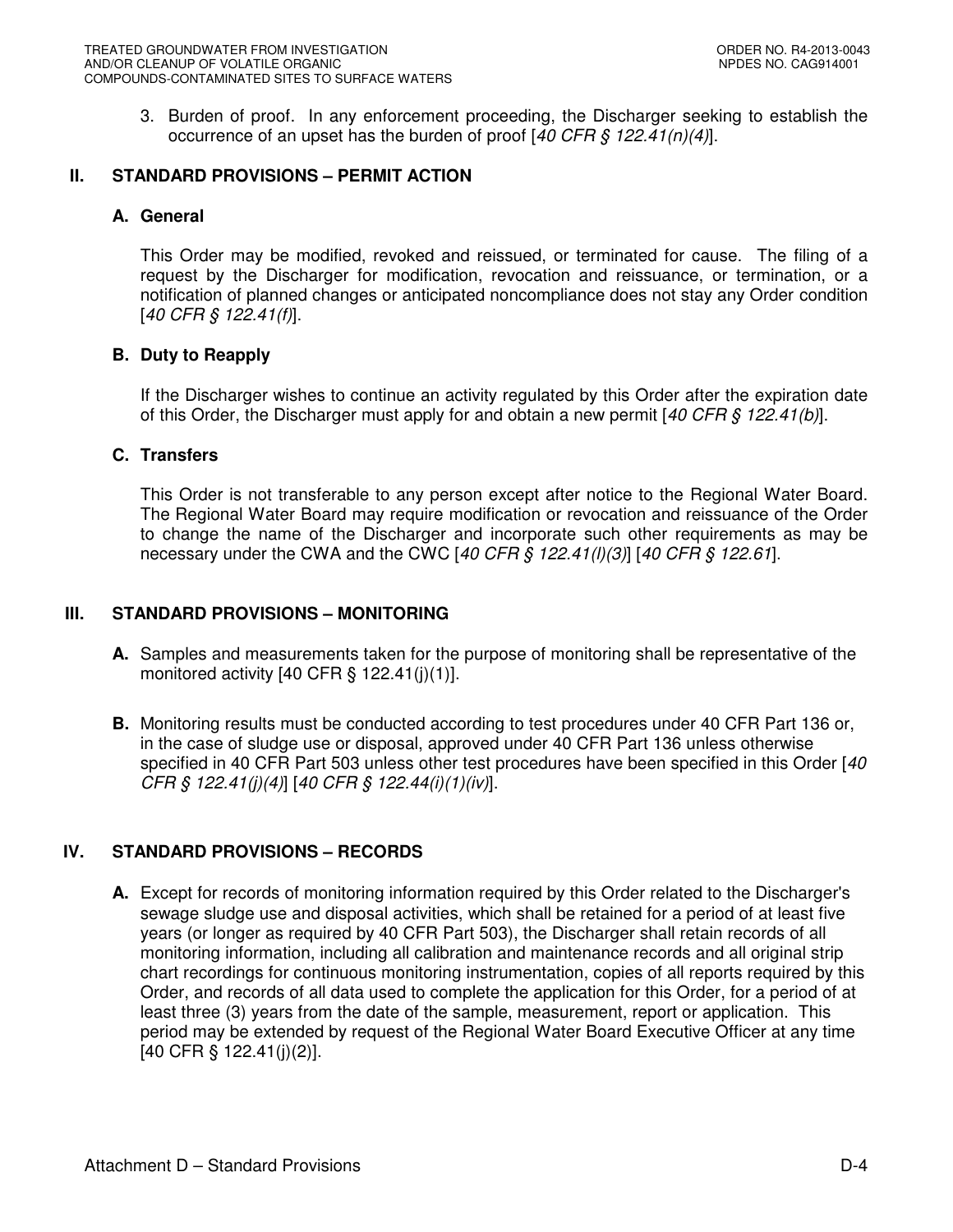3. Burden of proof. In any enforcement proceeding, the Discharger seeking to establish the occurrence of an upset has the burden of proof [*40 CFR § 122.41(n)(4)*].

## II. STANDARD PROVISIONS – PERMIT ACTION

### A. General

This Order may be modified, revoked and reissued, or terminated for cause. The filing of a request by the Discharger for modification, revocation and reissuance, or termination, or a notification of planned changes or anticipated noncompliance does not stay any Order condition [*40 CFR § 122.41(f)*].

### B. Duty to Reapply

If the Discharger wishes to continue an activity regulated by this Order after the expiration date of this Order, the Discharger must apply for and obtain a new permit [*40 CFR § 122.41(b)*].

### C. Transfers

This Order is not transferable to any person except after notice to the Regional Water Board. The Regional Water Board may require modification or revocation and reissuance of the Order to change the name of the Discharger and incorporate such other requirements as may be necessary under the CWA and the CWC [*40 CFR § 122.41(l)(3)*] [*40 CFR § 122.61*].

## III. STANDARD PROVISIONS – MONITORING

**A.** Samples and measurements taken for the purpose of monitoring shall be representative of the monitored activity [40 CFR § 122.41(j)(1)].

**B.** Monitoring results must be conducted according to test procedures under 40 CFR Part 136 or, in the case of sludge use or disposal, approved under 40 CFR Part 136 unless otherwise specified in 40 CFR Part 503 unless other test procedures have been specified in this Order [*40 CFR § 122.41(j)(4)*] [*40 CFR § 122.44(i)(1)(iv)*].

## IV. STANDARD PROVISIONS – RECORDS

**A.** Except for records of monitoring information required by this Order related to the Discharger's sewage sludge use and disposal activities, which shall be retained for a period of at least five years (or longer as required by 40 CFR Part 503), the Discharger shall retain records of all monitoring information, including all calibration and maintenance records and all original strip chart recordings for continuous monitoring instrumentation, copies of all reports required by this Order, and records of all data used to complete the application for this Order, for a period of at least three (3) years from the date of the sample, measurement, report or application. This period may be extended by request of the Regional Water Board Executive Officer at any time [40 CFR § 122.41(j)(2)].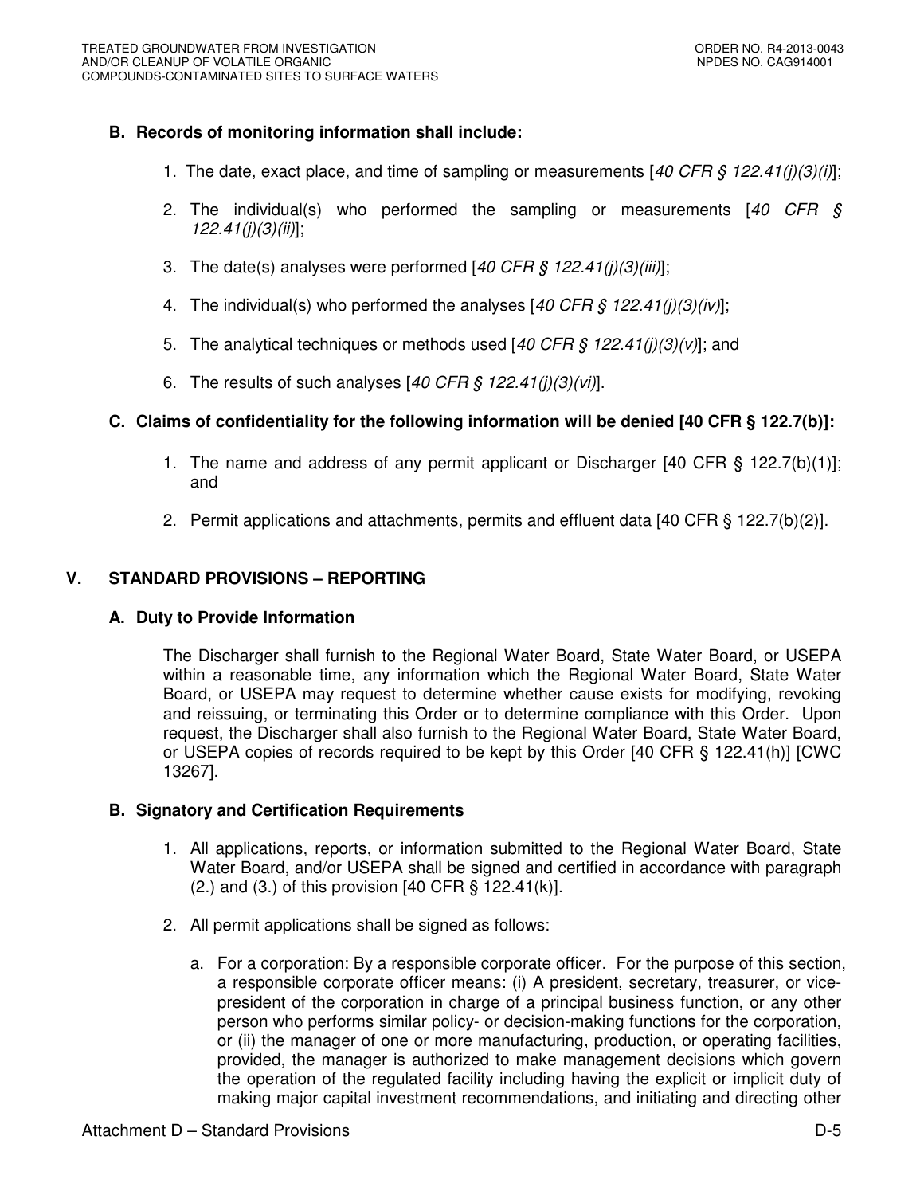### B. Records of monitoring information shall include:

1. The date, exact place, and time of sampling or measurements [*40 CFR § 122.41(j)(3)(i)*];
2. The individual(s) who performed the sampling or measurements [*40 CFR § 122.41(j)(3)(ii)*];
3. The date(s) analyses were performed [*40 CFR § 122.41(j)(3)(iii)*];
4. The individual(s) who performed the analyses [*40 CFR § 122.41(j)(3)(iv)*];
5. The analytical techniques or methods used [*40 CFR § 122.41(j)(3)(v)*]; and
6. The results of such analyses [*40 CFR § 122.41(j)(3)(vi)*].

### C. Claims of confidentiality for the following information will be denied [40 CFR § 122.7(b)]:

1. The name and address of any permit applicant or Discharger [40 CFR § 122.7(b)(1)]; and
2. Permit applications and attachments, permits and effluent data [40 CFR § 122.7(b)(2)].

## V. STANDARD PROVISIONS – REPORTING

### A. Duty to Provide Information

The Discharger shall furnish to the Regional Water Board, State Water Board, or USEPA within a reasonable time, any information which the Regional Water Board, State Water Board, or USEPA may request to determine whether cause exists for modifying, revoking and reissuing, or terminating this Order or to determine compliance with this Order. Upon request, the Discharger shall also furnish to the Regional Water Board, State Water Board, or USEPA copies of records required to be kept by this Order [40 CFR § 122.41(h)] [CWC 13267].

### B. Signatory and Certification Requirements

1. All applications, reports, or information submitted to the Regional Water Board, State Water Board, and/or USEPA shall be signed and certified in accordance with paragraph (2.) and (3.) of this provision [40 CFR § 122.41(k)].
2. All permit applications shall be signed as follows:
   a. For a corporation: By a responsible corporate officer. For the purpose of this section, a responsible corporate officer means: (i) A president, secretary, treasurer, or vice-president of the corporation in charge of a principal business function, or any other person who performs similar policy- or decision-making functions for the corporation, or (ii) the manager of one or more manufacturing, production, or operating facilities, provided, the manager is authorized to make management decisions which govern the operation of the regulated facility including having the explicit or implicit duty of making major capital investment recommendations, and initiating and directing other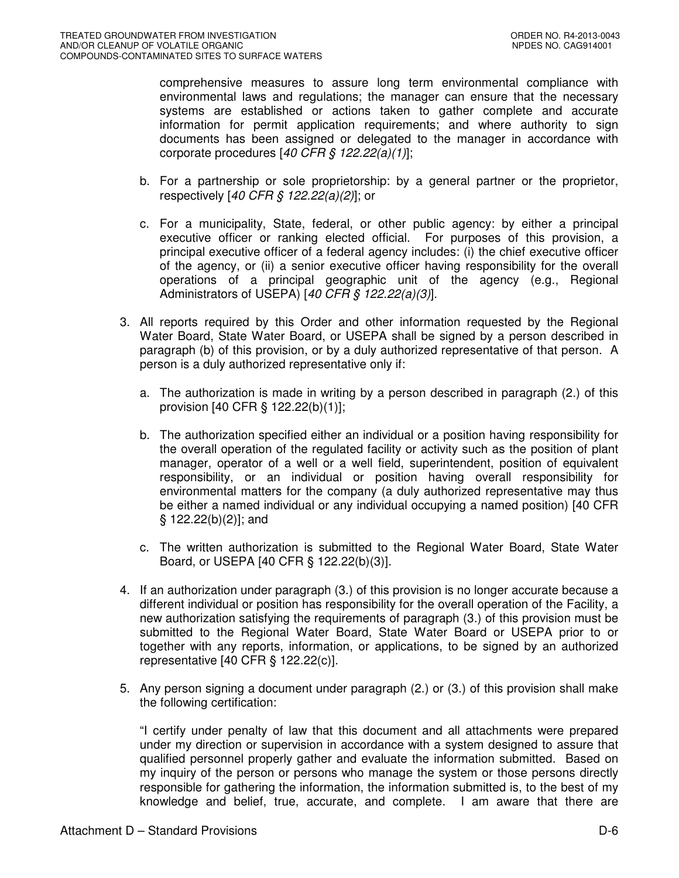comprehensive measures to assure long term environmental compliance with environmental laws and regulations; the manager can ensure that the necessary systems are established or actions taken to gather complete and accurate information for permit application requirements; and where authority to sign documents has been assigned or delegated to the manager in accordance with corporate procedures [*40 CFR § 122.22(a)(1)*];

b. For a partnership or sole proprietorship: by a general partner or the proprietor, respectively [*40 CFR § 122.22(a)(2)*]; or

c. For a municipality, State, federal, or other public agency: by either a principal executive officer or ranking elected official. For purposes of this provision, a principal executive officer of a federal agency includes: (i) the chief executive officer of the agency, or (ii) a senior executive officer having responsibility for the overall operations of a principal geographic unit of the agency (e.g., Regional Administrators of USEPA) [*40 CFR § 122.22(a)(3)*].

3. All reports required by this Order and other information requested by the Regional Water Board, State Water Board, or USEPA shall be signed by a person described in paragraph (b) of this provision, or by a duly authorized representative of that person. A person is a duly authorized representative only if:

   a. The authorization is made in writing by a person described in paragraph (2.) of this provision [40 CFR § 122.22(b)(1)];

   b. The authorization specified either an individual or a position having responsibility for the overall operation of the regulated facility or activity such as the position of plant manager, operator of a well or a well field, superintendent, position of equivalent responsibility, or an individual or position having overall responsibility for environmental matters for the company (a duly authorized representative may thus be either a named individual or any individual occupying a named position) [40 CFR § 122.22(b)(2)]; and

   c. The written authorization is submitted to the Regional Water Board, State Water Board, or USEPA [40 CFR § 122.22(b)(3)].

4. If an authorization under paragraph (3.) of this provision is no longer accurate because a different individual or position has responsibility for the overall operation of the Facility, a new authorization satisfying the requirements of paragraph (3.) of this provision must be submitted to the Regional Water Board, State Water Board or USEPA prior to or together with any reports, information, or applications, to be signed by an authorized representative [40 CFR § 122.22(c)].

5. Any person signing a document under paragraph (2.) or (3.) of this provision shall make the following certification:

   "I certify under penalty of law that this document and all attachments were prepared under my direction or supervision in accordance with a system designed to assure that qualified personnel properly gather and evaluate the information submitted. Based on my inquiry of the person or persons who manage the system or those persons directly responsible for gathering the information, the information submitted is, to the best of my knowledge and belief, true, accurate, and complete. I am aware that there are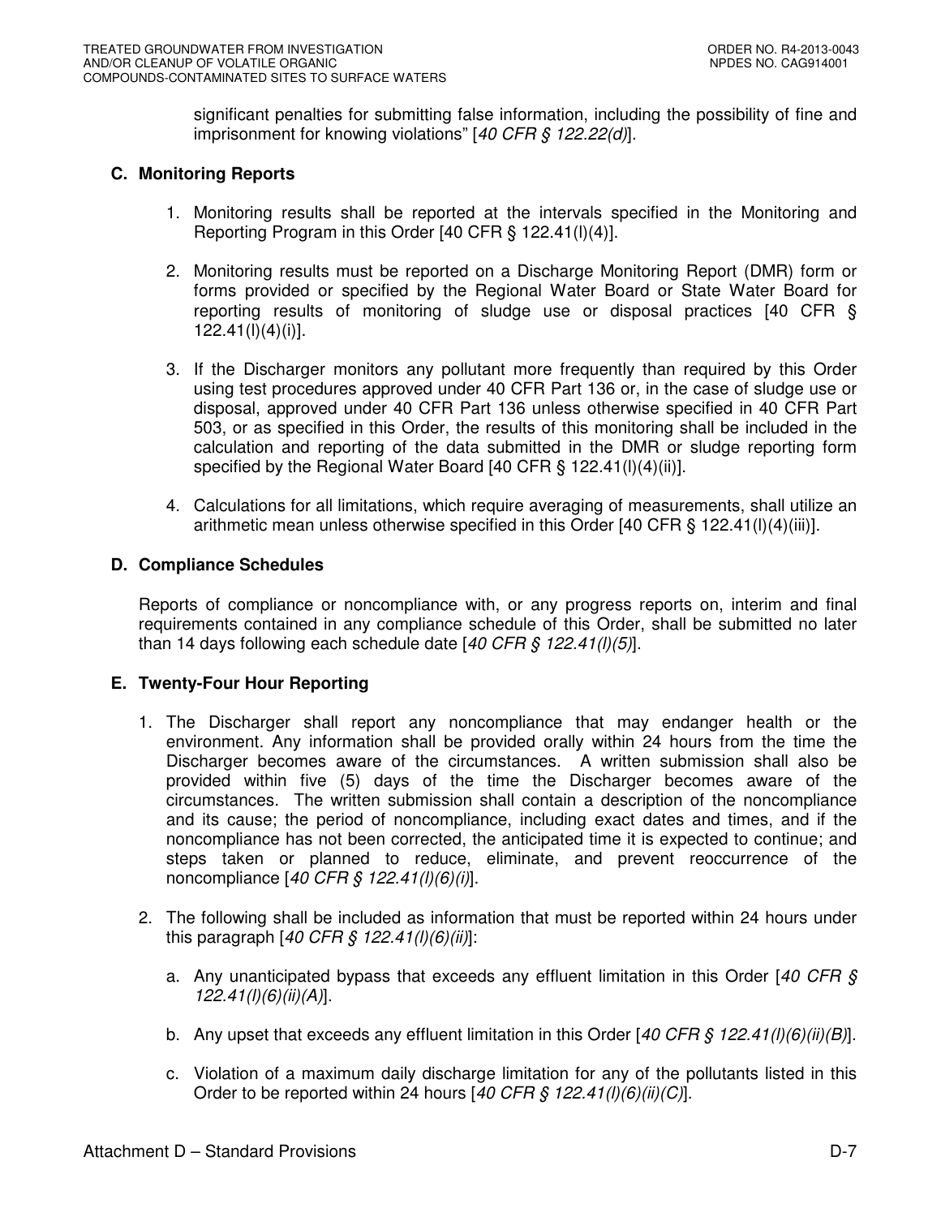significant penalties for submitting false information, including the possibility of fine and imprisonment for knowing violations" [*40 CFR § 122.22(d)*].

### C. Monitoring Reports

1. Monitoring results shall be reported at the intervals specified in the Monitoring and Reporting Program in this Order [40 CFR § 122.41(l)(4)].

2. Monitoring results must be reported on a Discharge Monitoring Report (DMR) form or forms provided or specified by the Regional Water Board or State Water Board for reporting results of monitoring of sludge use or disposal practices [40 CFR § 122.41(l)(4)(i)].

3. If the Discharger monitors any pollutant more frequently than required by this Order using test procedures approved under 40 CFR Part 136 or, in the case of sludge use or disposal, approved under 40 CFR Part 136 unless otherwise specified in 40 CFR Part 503, or as specified in this Order, the results of this monitoring shall be included in the calculation and reporting of the data submitted in the DMR or sludge reporting form specified by the Regional Water Board [40 CFR § 122.41(l)(4)(ii)].

4. Calculations for all limitations, which require averaging of measurements, shall utilize an arithmetic mean unless otherwise specified in this Order [40 CFR § 122.41(l)(4)(iii)].

### D. Compliance Schedules

Reports of compliance or noncompliance with, or any progress reports on, interim and final requirements contained in any compliance schedule of this Order, shall be submitted no later than 14 days following each schedule date [*40 CFR § 122.41(l)(5)*].

### E. Twenty-Four Hour Reporting

1. The Discharger shall report any noncompliance that may endanger health or the environment. Any information shall be provided orally within 24 hours from the time the Discharger becomes aware of the circumstances. A written submission shall also be provided within five (5) days of the time the Discharger becomes aware of the circumstances. The written submission shall contain a description of the noncompliance and its cause; the period of noncompliance, including exact dates and times, and if the noncompliance has not been corrected, the anticipated time it is expected to continue; and steps taken or planned to reduce, eliminate, and prevent reoccurrence of the noncompliance [*40 CFR § 122.41(l)(6)(i)*].

2. The following shall be included as information that must be reported within 24 hours under this paragraph [*40 CFR § 122.41(l)(6)(ii)*]:

   a. Any unanticipated bypass that exceeds any effluent limitation in this Order [*40 CFR § 122.41(l)(6)(ii)(A)*].

   b. Any upset that exceeds any effluent limitation in this Order [*40 CFR § 122.41(l)(6)(ii)(B)*].

   c. Violation of a maximum daily discharge limitation for any of the pollutants listed in this Order to be reported within 24 hours [*40 CFR § 122.41(l)(6)(ii)(C)*].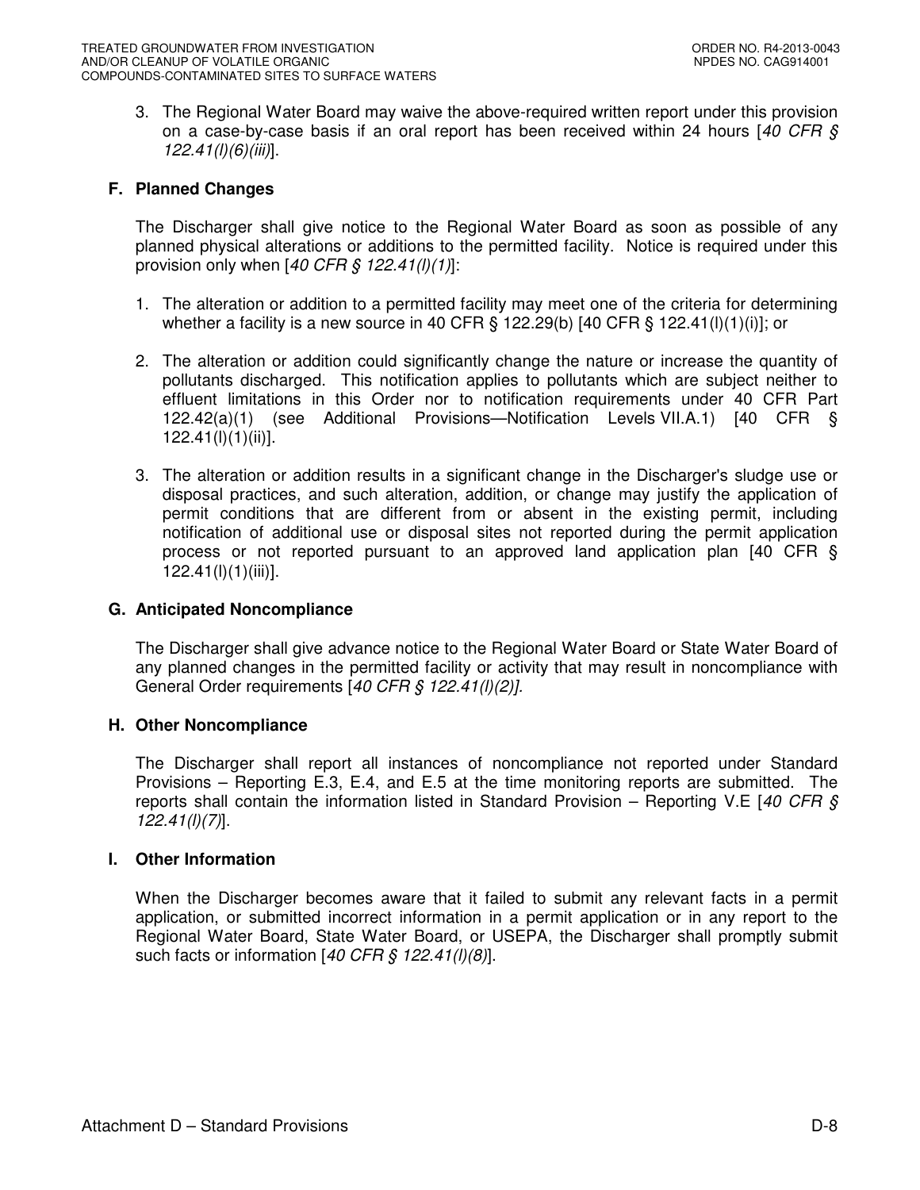3. The Regional Water Board may waive the above-required written report under this provision on a case-by-case basis if an oral report has been received within 24 hours [*40 CFR § 122.41(l)(6)(iii)*].

### F. Planned Changes

The Discharger shall give notice to the Regional Water Board as soon as possible of any planned physical alterations or additions to the permitted facility. Notice is required under this provision only when [*40 CFR § 122.41(l)(1)*]:

1. The alteration or addition to a permitted facility may meet one of the criteria for determining whether a facility is a new source in 40 CFR § 122.29(b) [40 CFR § 122.41(l)(1)(i)]; or

2. The alteration or addition could significantly change the nature or increase the quantity of pollutants discharged. This notification applies to pollutants which are subject neither to effluent limitations in this Order nor to notification requirements under 40 CFR Part 122.42(a)(1) (see Additional Provisions—Notification Levels VII.A.1) [40 CFR § 122.41(l)(1)(ii)].

3. The alteration or addition results in a significant change in the Discharger's sludge use or disposal practices, and such alteration, addition, or change may justify the application of permit conditions that are different from or absent in the existing permit, including notification of additional use or disposal sites not reported during the permit application process or not reported pursuant to an approved land application plan [40 CFR § 122.41(l)(1)(iii)].

### G. Anticipated Noncompliance

The Discharger shall give advance notice to the Regional Water Board or State Water Board of any planned changes in the permitted facility or activity that may result in noncompliance with General Order requirements [*40 CFR § 122.41(l)(2)].*

### H. Other Noncompliance

The Discharger shall report all instances of noncompliance not reported under Standard Provisions – Reporting E.3, E.4, and E.5 at the time monitoring reports are submitted. The reports shall contain the information listed in Standard Provision – Reporting V.E [*40 CFR § 122.41(l)(7)*].

### I. Other Information

When the Discharger becomes aware that it failed to submit any relevant facts in a permit application, or submitted incorrect information in a permit application or in any report to the Regional Water Board, State Water Board, or USEPA, the Discharger shall promptly submit such facts or information [*40 CFR § 122.41(l)(8)*].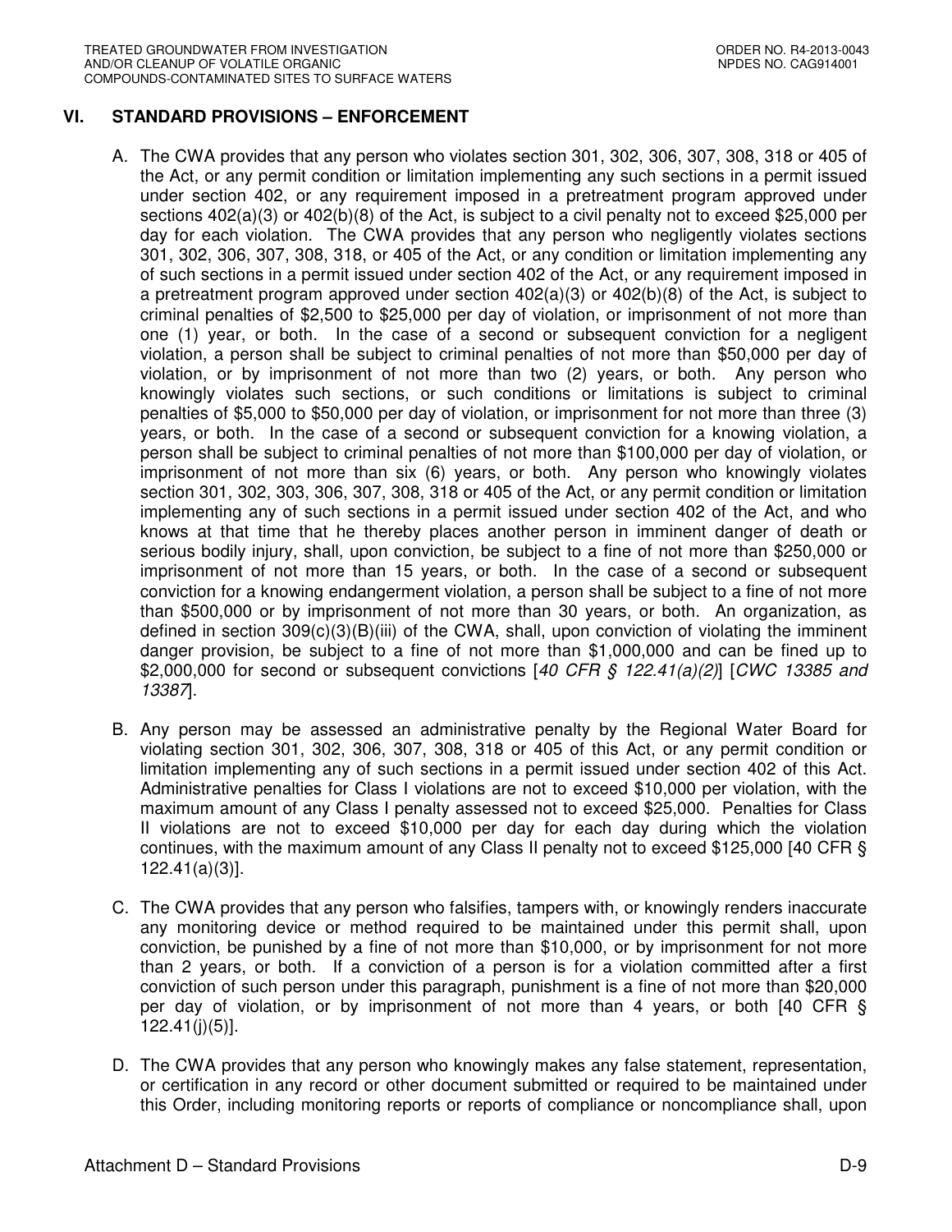## VI. STANDARD PROVISIONS – ENFORCEMENT

A. The CWA provides that any person who violates section 301, 302, 306, 307, 308, 318 or 405 of the Act, or any permit condition or limitation implementing any such sections in a permit issued under section 402, or any requirement imposed in a pretreatment program approved under sections 402(a)(3) or 402(b)(8) of the Act, is subject to a civil penalty not to exceed $25,000 per day for each violation. The CWA provides that any person who negligently violates sections 301, 302, 306, 307, 308, 318, or 405 of the Act, or any condition or limitation implementing any of such sections in a permit issued under section 402 of the Act, or any requirement imposed in a pretreatment program approved under section 402(a)(3) or 402(b)(8) of the Act, is subject to criminal penalties of $2,500 to $25,000 per day of violation, or imprisonment of not more than one (1) year, or both. In the case of a second or subsequent conviction for a negligent violation, a person shall be subject to criminal penalties of not more than $50,000 per day of violation, or by imprisonment of not more than two (2) years, or both. Any person who knowingly violates such sections, or such conditions or limitations is subject to criminal penalties of $5,000 to $50,000 per day of violation, or imprisonment for not more than three (3) years, or both. In the case of a second or subsequent conviction for a knowing violation, a person shall be subject to criminal penalties of not more than $100,000 per day of violation, or imprisonment of not more than six (6) years, or both. Any person who knowingly violates section 301, 302, 303, 306, 307, 308, 318 or 405 of the Act, or any permit condition or limitation implementing any of such sections in a permit issued under section 402 of the Act, and who knows at that time that he thereby places another person in imminent danger of death or serious bodily injury, shall, upon conviction, be subject to a fine of not more than $250,000 or imprisonment of not more than 15 years, or both. In the case of a second or subsequent conviction for a knowing endangerment violation, a person shall be subject to a fine of not more than $500,000 or by imprisonment of not more than 30 years, or both. An organization, as defined in section 309(c)(3)(B)(iii) of the CWA, shall, upon conviction of violating the imminent danger provision, be subject to a fine of not more than $1,000,000 and can be fined up to $2,000,000 for second or subsequent convictions [*40 CFR § 122.41(a)(2)*] [*CWC 13385 and 13387*].

B. Any person may be assessed an administrative penalty by the Regional Water Board for violating section 301, 302, 306, 307, 308, 318 or 405 of this Act, or any permit condition or limitation implementing any of such sections in a permit issued under section 402 of this Act. Administrative penalties for Class I violations are not to exceed $10,000 per violation, with the maximum amount of any Class I penalty assessed not to exceed $25,000. Penalties for Class II violations are not to exceed $10,000 per day for each day during which the violation continues, with the maximum amount of any Class II penalty not to exceed $125,000 [40 CFR § 122.41(a)(3)].

C. The CWA provides that any person who falsifies, tampers with, or knowingly renders inaccurate any monitoring device or method required to be maintained under this permit shall, upon conviction, be punished by a fine of not more than $10,000, or by imprisonment for not more than 2 years, or both. If a conviction of a person is for a violation committed after a first conviction of such person under this paragraph, punishment is a fine of not more than $20,000 per day of violation, or by imprisonment of not more than 4 years, or both [40 CFR § 122.41(j)(5)].

D. The CWA provides that any person who knowingly makes any false statement, representation, or certification in any record or other document submitted or required to be maintained under this Order, including monitoring reports or reports of compliance or noncompliance shall, upon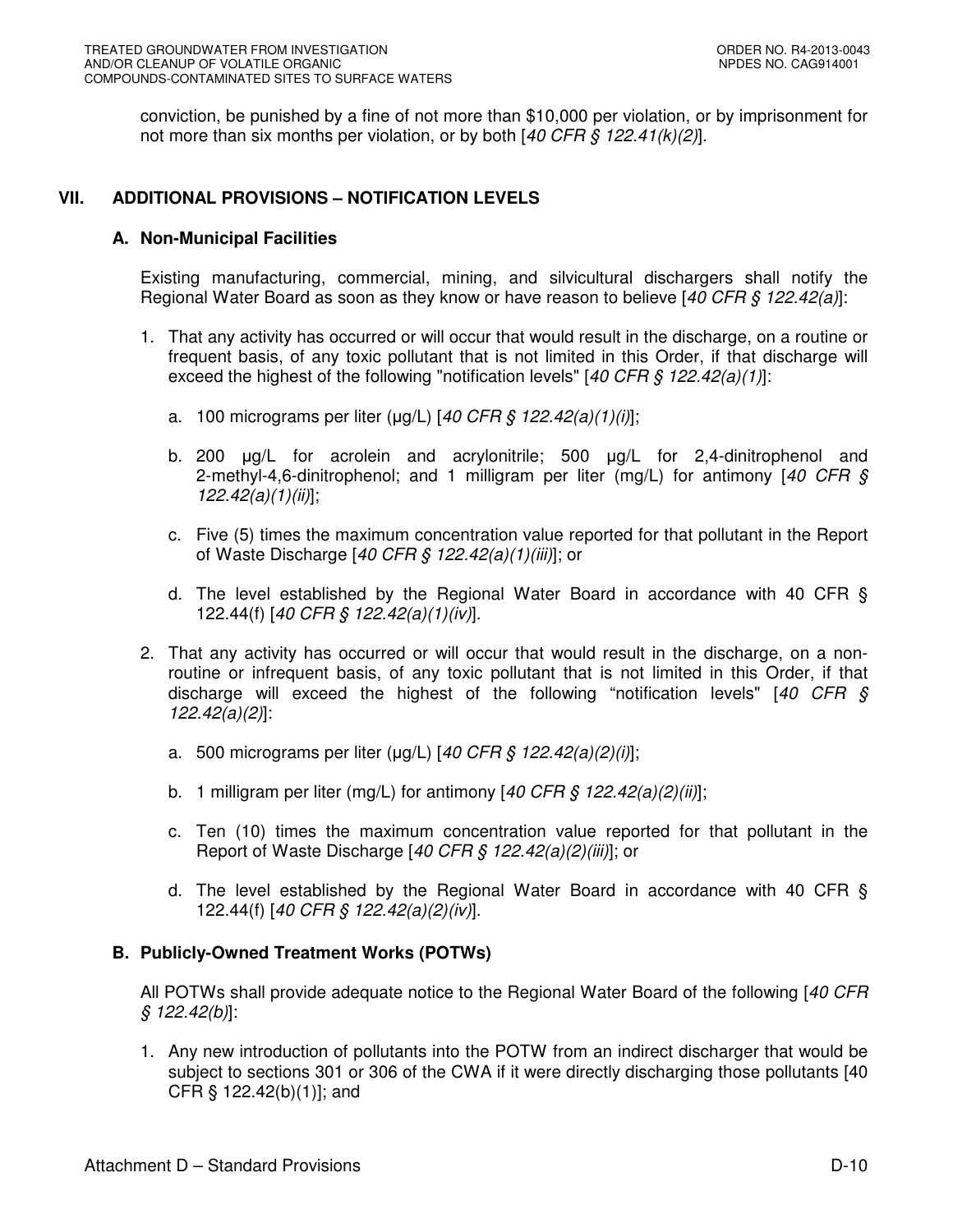conviction, be punished by a fine of not more than $10,000 per violation, or by imprisonment for not more than six months per violation, or by both [*40 CFR § 122.41(k)(2)*].

## VII. ADDITIONAL PROVISIONS – NOTIFICATION LEVELS

### A. Non-Municipal Facilities

Existing manufacturing, commercial, mining, and silvicultural dischargers shall notify the Regional Water Board as soon as they know or have reason to believe [*40 CFR § 122.42(a)*]:

1. That any activity has occurred or will occur that would result in the discharge, on a routine or frequent basis, of any toxic pollutant that is not limited in this Order, if that discharge will exceed the highest of the following "notification levels" [*40 CFR § 122.42(a)(1)*]:

   a. 100 micrograms per liter (μg/L) [*40 CFR § 122.42(a)(1)(i)*];

   b. 200 μg/L for acrolein and acrylonitrile; 500 μg/L for 2,4-dinitrophenol and 2-methyl-4,6-dinitrophenol; and 1 milligram per liter (mg/L) for antimony [*40 CFR § 122.42(a)(1)(ii)*];

   c. Five (5) times the maximum concentration value reported for that pollutant in the Report of Waste Discharge [*40 CFR § 122.42(a)(1)(iii)*]; or

   d. The level established by the Regional Water Board in accordance with 40 CFR § 122.44(f) [*40 CFR § 122.42(a)(1)(iv)*].

2. That any activity has occurred or will occur that would result in the discharge, on a non-routine or infrequent basis, of any toxic pollutant that is not limited in this Order, if that discharge will exceed the highest of the following "notification levels" [*40 CFR § 122.42(a)(2)*]:

   a. 500 micrograms per liter (μg/L) [*40 CFR § 122.42(a)(2)(i)*];

   b. 1 milligram per liter (mg/L) for antimony [*40 CFR § 122.42(a)(2)(ii)*];

   c. Ten (10) times the maximum concentration value reported for that pollutant in the Report of Waste Discharge [*40 CFR § 122.42(a)(2)(iii)*]; or

   d. The level established by the Regional Water Board in accordance with 40 CFR § 122.44(f) [*40 CFR § 122.42(a)(2)(iv)*].

### B. Publicly-Owned Treatment Works (POTWs)

All POTWs shall provide adequate notice to the Regional Water Board of the following [*40 CFR § 122.42(b)*]:

1. Any new introduction of pollutants into the POTW from an indirect discharger that would be subject to sections 301 or 306 of the CWA if it were directly discharging those pollutants [40 CFR § 122.42(b)(1)]; and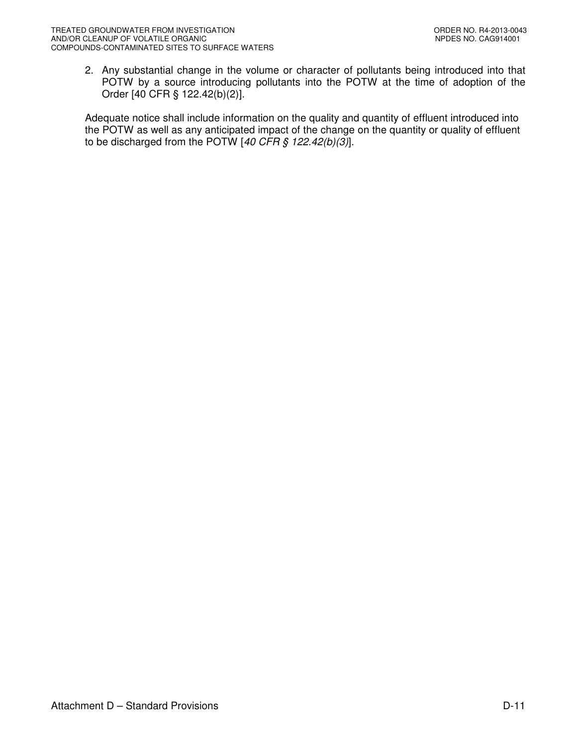2. Any substantial change in the volume or character of pollutants being introduced into that POTW by a source introducing pollutants into the POTW at the time of adoption of the Order [40 CFR § 122.42(b)(2)].

Adequate notice shall include information on the quality and quantity of effluent introduced into the POTW as well as any anticipated impact of the change on the quantity or quality of effluent to be discharged from the POTW [*40 CFR § 122.42(b)(3)*].